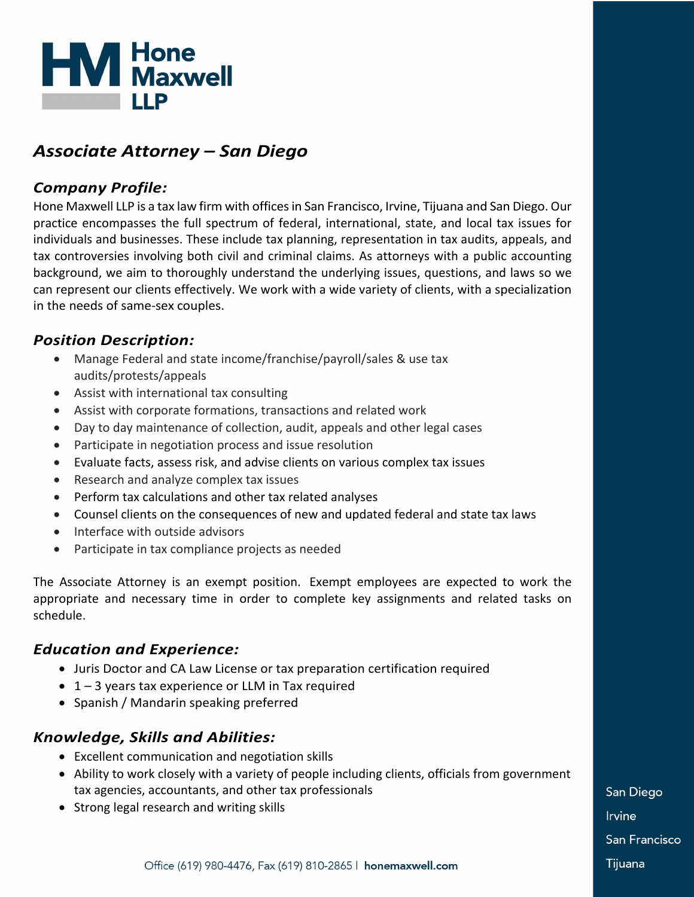# Hone Maxwell LLP

## *Associate Attorney – San Diego*

### *Company Profile:*

Hone Maxwell LLP is a tax law firm with offices in San Francisco, Irvine, Tijuana and San Diego. Our practice encompasses the full spectrum of federal, international, state, and local tax issues for individuals and businesses. These include tax planning, representation in tax audits, appeals, and tax controversies involving both civil and criminal claims. As attorneys with a public accounting background, we aim to thoroughly understand the underlying issues, questions, and laws so we can represent our clients effectively. We work with a wide variety of clients, with a specialization in the needs of same-sex couples.

### *Position Description:*

- Manage Federal and state income/franchise/payroll/sales & use tax audits/protests/appeals
- Assist with international tax consulting
- Assist with corporate formations, transactions and related work
- Day to day maintenance of collection, audit, appeals and other legal cases
- Participate in negotiation process and issue resolution
- Evaluate facts, assess risk, and advise clients on various complex tax issues
- Research and analyze complex tax issues
- Perform tax calculations and other tax related analyses
- Counsel clients on the consequences of new and updated federal and state tax laws
- Interface with outside advisors
- Participate in tax compliance projects as needed

The Associate Attorney is an exempt position. Exempt employees are expected to work the appropriate and necessary time in order to complete key assignments and related tasks on schedule.

### *Education and Experience:*

- Juris Doctor and CA Law License or tax preparation certification required
- 1 – 3 years tax experience or LLM in Tax required
- Spanish / Mandarin speaking preferred

### *Knowledge, Skills and Abilities:*

- Excellent communication and negotiation skills
- Ability to work closely with a variety of people including clients, officials from government tax agencies, accountants, and other tax professionals
- Strong legal research and writing skills

San Diego
Irvine
San Francisco
Tijuana

Office (619) 980-4476, Fax (619) 810-2865 | **honemaxwell.com**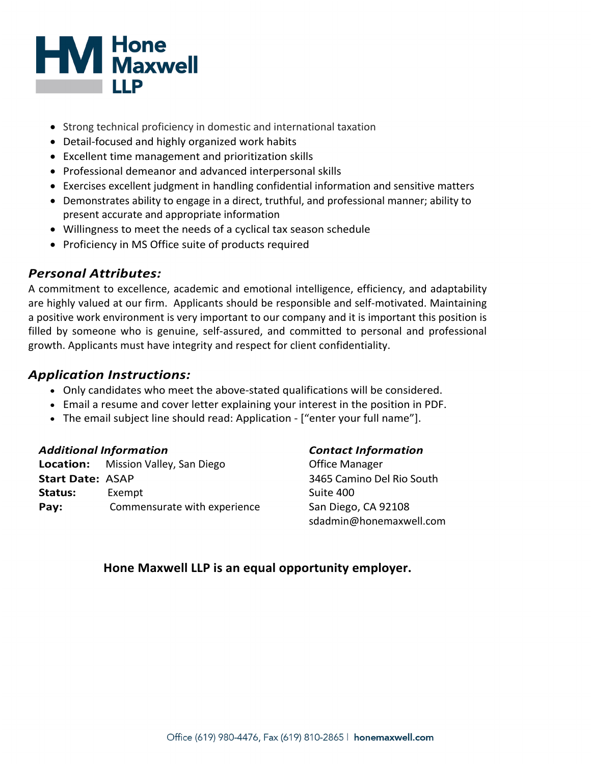- Strong technical proficiency in domestic and international taxation
- Detail-focused and highly organized work habits
- Excellent time management and prioritization skills
- Professional demeanor and advanced interpersonal skills
- Exercises excellent judgment in handling confidential information and sensitive matters
- Demonstrates ability to engage in a direct, truthful, and professional manner; ability to present accurate and appropriate information
- Willingness to meet the needs of a cyclical tax season schedule
- Proficiency in MS Office suite of products required

## *Personal Attributes:*

A commitment to excellence, academic and emotional intelligence, efficiency, and adaptability are highly valued at our firm. Applicants should be responsible and self-motivated. Maintaining a positive work environment is very important to our company and it is important this position is filled by someone who is genuine, self-assured, and committed to personal and professional growth. Applicants must have integrity and respect for client confidentiality.

## *Application Instructions:*

- Only candidates who meet the above-stated qualifications will be considered.
- Email a resume and cover letter explaining your interest in the position in PDF.
- The email subject line should read: Application - [“enter your full name”].

### *Additional Information*

**Location:** Mission Valley, San Diego
**Start Date:** ASAP
**Status:** Exempt
**Pay:** Commensurate with experience

### *Contact Information*

Office Manager
3465 Camino Del Rio South
Suite 400
San Diego, CA 92108
sdadmin@honemaxwell.com

**Hone Maxwell LLP is an equal opportunity employer.**

Office (619) 980-4476, Fax (619) 810-2865 | **honemaxwell.com**